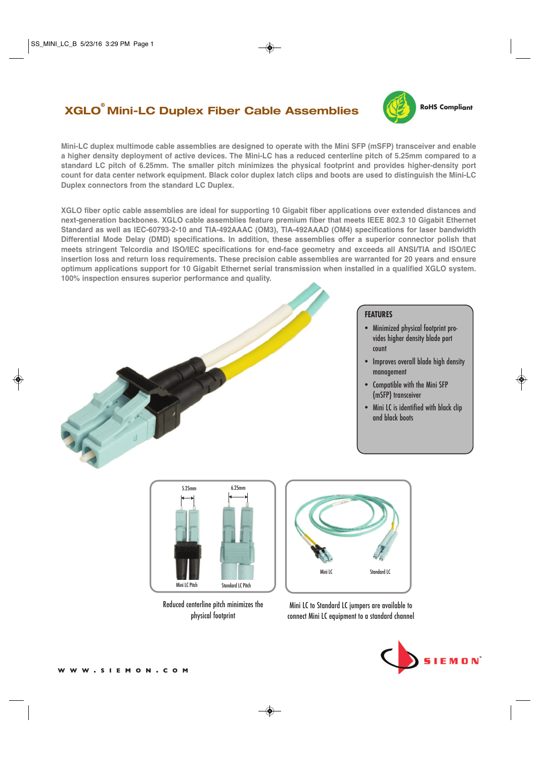# XGLO® Mini-LC Duplex Fiber Cable Assemblies

RoHS Compliant

Mini-LC duplex multimode cable assemblies are designed to operate with the Mini SFP (mSFP) transceiver and enable a higher density deployment of active devices. The Mini-LC has a reduced centerline pitch of 5.25mm compared to a standard LC pitch of 6.25mm. The smaller pitch minimizes the physical footprint and provides higher-density port count for data center network equipment. Black color duplex latch clips and boots are used to distinguish the Mini-LC Duplex connectors from the standard LC Duplex.

XGLO fiber optic cable assemblies are ideal for supporting 10 Gigabit fiber applications over extended distances and next-generation backbones. XGLO cable assemblies feature premium fiber that meets IEEE 802.3 10 Gigabit Ethernet Standard as well as IEC-60793-2-10 and TIA-492AAAC (OM3), TIA-492AAAD (OM4) specifications for laser bandwidth Differential Mode Delay (DMD) specifications. In addition, these assemblies offer a superior connector polish that meets stringent Telcordia and ISO/IEC specifications for end-face geometry and exceeds all ANSI/TIA and ISO/IEC insertion loss and return loss requirements. These precision cable assemblies are warranted for 20 years and ensure optimum applications support for 10 Gigabit Ethernet serial transmission when installed in a qualified XGLO system. 100% inspection ensures superior performance and quality.

## FEATURES

- Minimized physical footprint provides higher density blade port count
- Improves overall blade high density management
- Compatible with the Mini SFP (mSFP) transceiver
- Mini LC is identified with black clip and black boots

5.25mm 6.25mm

Mini LC Pitch Standard LC Pitch

Reduced centerline pitch minimizes the physical footprint

Mini LC Standard LC

Mini LC to Standard LC jumpers are available to connect Mini LC equipment to a standard channel

SIEMON

WWW.SIEMON.COM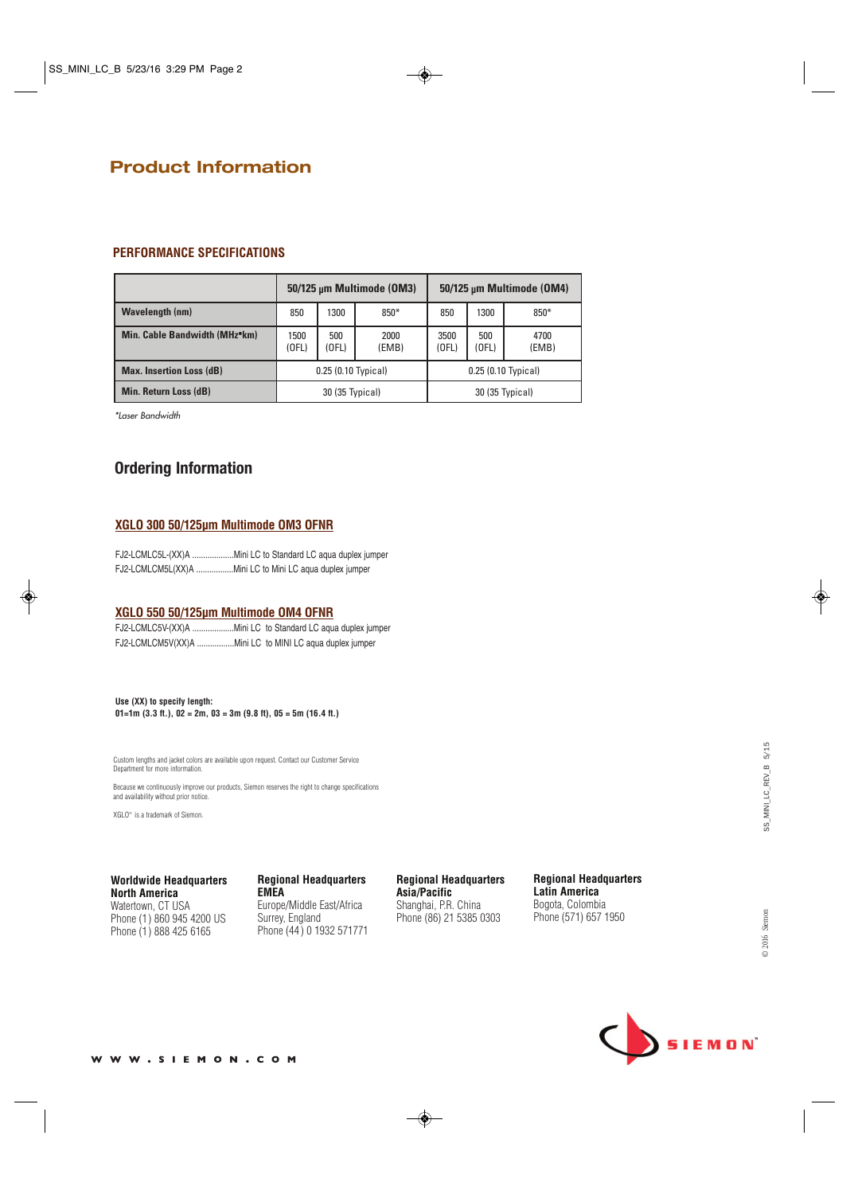## Product Information

### PERFORMANCE SPECIFICATIONS

| | 50/125 μm Multimode (OM3) | | | 50/125 μm Multimode (OM4) | | |
|---|---|---|---|---|---|---|
| **Wavelength (nm)** | 850 | 1300 | 850* | 850 | 1300 | 850* |
| **Min. Cable Bandwidth (MHz•km)** | 1500 (OFL) | 500 (OFL) | 2000 (EMB) | 3500 (OFL) | 500 (OFL) | 4700 (EMB) |
| **Max. Insertion Loss (dB)** | 0.25 (0.10 Typical) | | | 0.25 (0.10 Typical) | | |
| **Min. Return Loss (dB)** | 30 (35 Typical) | | | 30 (35 Typical) | | |

*Laser Bandwidth*

## Ordering Information

### XGLO 300 50/125μm Multimode OM3 OFNR

FJ2-LCMLC5L-(XX)A ..................Mini LC to Standard LC aqua duplex jumper
FJ2-LCMLCM5L(XX)A ................Mini LC to Mini LC aqua duplex jumper

### XGLO 550 50/125μm Multimode OM4 OFNR

FJ2-LCMLC5V-(XX)A ..................Mini LC to Standard LC aqua duplex jumper
FJ2-LCMLCM5V(XX)A ................Mini LC to MINI LC aqua duplex jumper

**Use (XX) to specify length:**
**01=1m (3.3 ft.), 02 = 2m, 03 = 3m (9.8 ft), 05 = 5m (16.4 ft.)**

Custom lengths and jacket colors are available upon request. Contact our Customer Service Department for more information.

Because we continuously improve our products, Siemon reserves the right to change specifications and availability without prior notice.

XGLO™ is a trademark of Siemon.

SS_MINI_LC_REV_B 5/15

**Worldwide Headquarters**
**North America**
Watertown, CT USA
Phone (1) 860 945 4200 US
Phone (1) 888 425 6165

**Regional Headquarters**
**EMEA**
Europe/Middle East/Africa
Surrey, England
Phone (44) 0 1932 571771

**Regional Headquarters**
**Asia/Pacific**
Shanghai, P.R. China
Phone (86) 21 5385 0303

**Regional Headquarters**
**Latin America**
Bogota, Colombia
Phone (571) 657 1950

© 2016 Siemon

W W W . S I E M O N . C O M

SIEMON